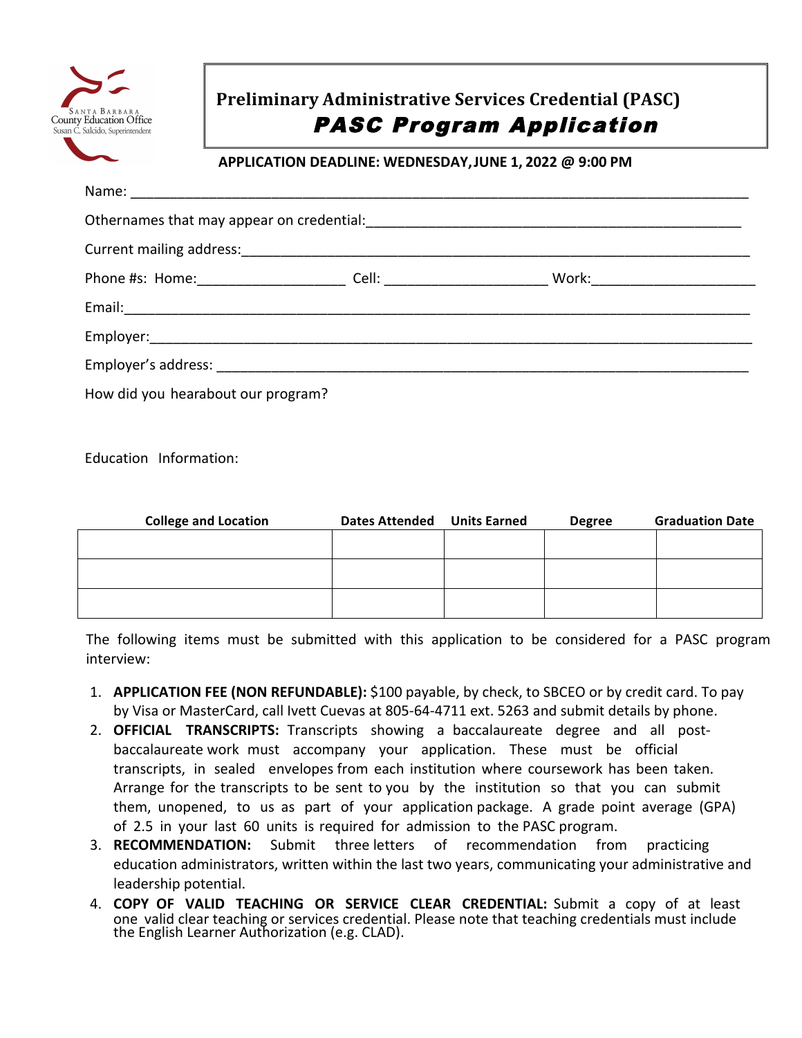Santa Barbara County Education Office
Susan C. Salcido, Superintendent

# Preliminary Administrative Services Credential (PASC)

## *PASC Program Application*

**APPLICATION DEADLINE: WEDNESDAY, JUNE 1, 2022 @ 9:00 PM**

Name: ______________________________________________________________________________

Othernames that may appear on credential:_________________________________________________

Current mailing address:_________________________________________________________________

Phone #s: Home:___________________ Cell: ____________________ Work:____________________

Email:_______________________________________________________________________________

Employer:____________________________________________________________________________

Employer's address: ___________________________________________________________________

How did you hearabout our program?

Education Information:

| College and Location | Dates Attended | Units Earned | Degree | Graduation Date |
|---|---|---|---|---|
| | | | | |
| | | | | |
| | | | | |

The following items must be submitted with this application to be considered for a PASC program interview:

1. **APPLICATION FEE (NON REFUNDABLE):** $100 payable, by check, to SBCEO or by credit card. To pay by Visa or MasterCard, call Ivett Cuevas at 805-64-4711 ext. 5263 and submit details by phone.
2. **OFFICIAL TRANSCRIPTS:** Transcripts showing a baccalaureate degree and all post-baccalaureate work must accompany your application. These must be official transcripts, in sealed envelopes from each institution where coursework has been taken. Arrange for the transcripts to be sent to you by the institution so that you can submit them, unopened, to us as part of your application package. A grade point average (GPA) of 2.5 in your last 60 units is required for admission to the PASC program.
3. **RECOMMENDATION:** Submit three letters of recommendation from practicing education administrators, written within the last two years, communicating your administrative and leadership potential.
4. **COPY OF VALID TEACHING OR SERVICE CLEAR CREDENTIAL:** Submit a copy of at least one valid clear teaching or services credential. Please note that teaching credentials must include the English Learner Authorization (e.g. CLAD).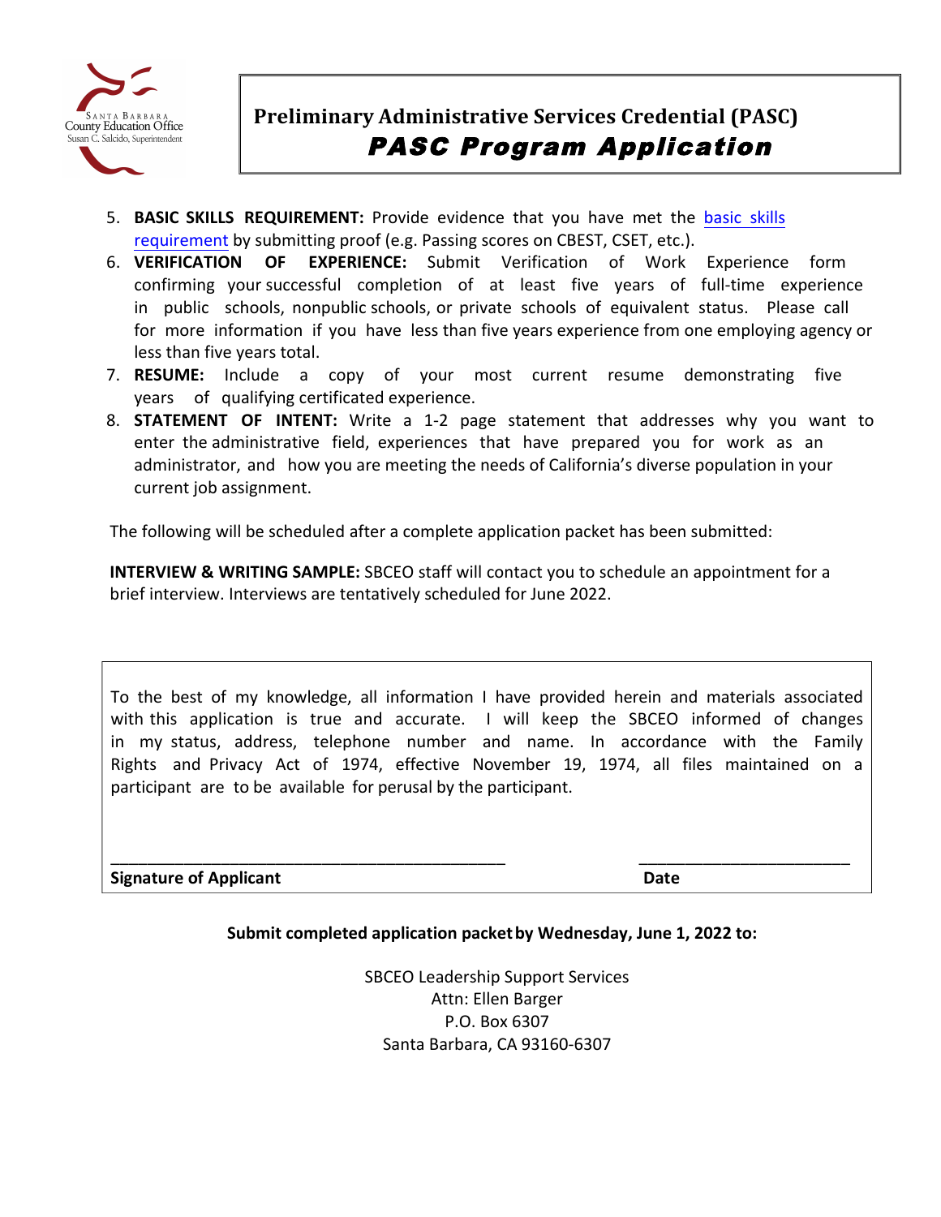# Preliminary Administrative Services Credential (PASC)

## *PASC Program Application*

5. **BASIC SKILLS REQUIREMENT:** Provide evidence that you have met the [basic skills requirement]() by submitting proof (e.g. Passing scores on CBEST, CSET, etc.).
6. **VERIFICATION OF EXPERIENCE:** Submit Verification of Work Experience form confirming your successful completion of at least five years of full-time experience in public schools, nonpublic schools, or private schools of equivalent status. Please call for more information if you have less than five years experience from one employing agency or less than five years total.
7. **RESUME:** Include a copy of your most current resume demonstrating five years of qualifying certificated experience.
8. **STATEMENT OF INTENT:** Write a 1-2 page statement that addresses why you want to enter the administrative field, experiences that have prepared you for work as an administrator, and how you are meeting the needs of California's diverse population in your current job assignment.

The following will be scheduled after a complete application packet has been submitted:

**INTERVIEW & WRITING SAMPLE:** SBCEO staff will contact you to schedule an appointment for a brief interview. Interviews are tentatively scheduled for June 2022.

To the best of my knowledge, all information I have provided herein and materials associated with this application is true and accurate. I will keep the SBCEO informed of changes in my status, address, telephone number and name. In accordance with the Family Rights and Privacy Act of 1974, effective November 19, 1974, all files maintained on a participant are to be available for perusal by the participant.

_____________________________________________ _______________________

**Signature of Applicant** **Date**

**Submit completed application packet by Wednesday, June 1, 2022 to:**

SBCEO Leadership Support Services
Attn: Ellen Barger
P.O. Box 6307
Santa Barbara, CA 93160-6307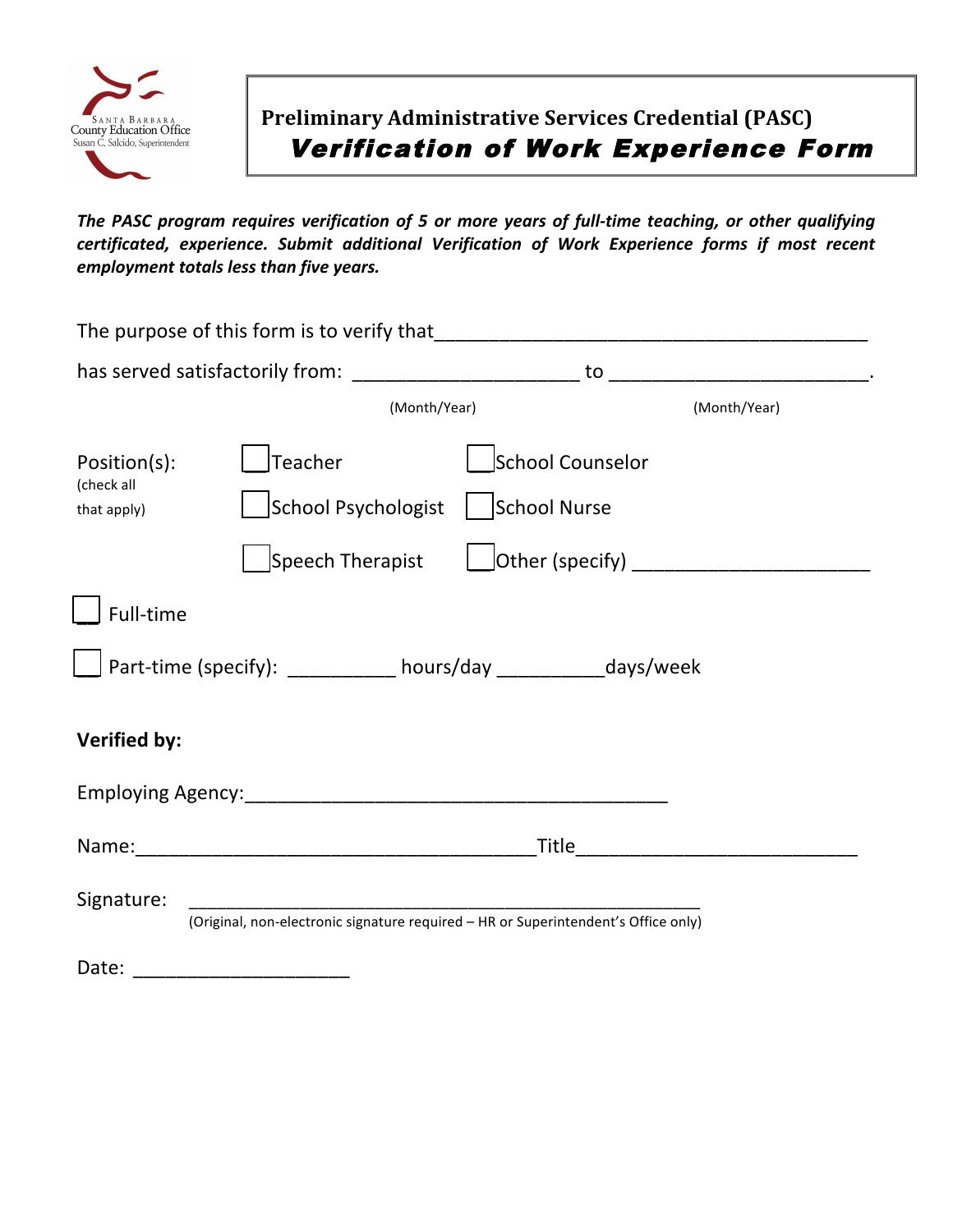Santa Barbara County Education Office
Susan C. Salcido, Superintendent

# Preliminary Administrative Services Credential (PASC)

## Verification of Work Experience Form

***The PASC program requires verification of 5 or more years of full-time teaching, or other qualifying certificated, experience. Submit additional Verification of Work Experience forms if most recent employment totals less than five years.***

The purpose of this form is to verify that_________________________________________

has served satisfactorily from: _____________________ to ________________________.

(Month/Year) (Month/Year)

Position(s): (check all that apply)

- ☐ Teacher
- ☐ School Counselor
- ☐ School Psychologist
- ☐ School Nurse
- ☐ Speech Therapist
- ☐ Other (specify) ______________________

☐ Full-time

☐ Part-time (specify): __________ hours/day __________days/week

**Verified by:**

Employing Agency:________________________________________

Name:______________________________________Title__________________________

Signature: _________________________________________________

(Original, non-electronic signature required – HR or Superintendent's Office only)

Date: ____________________